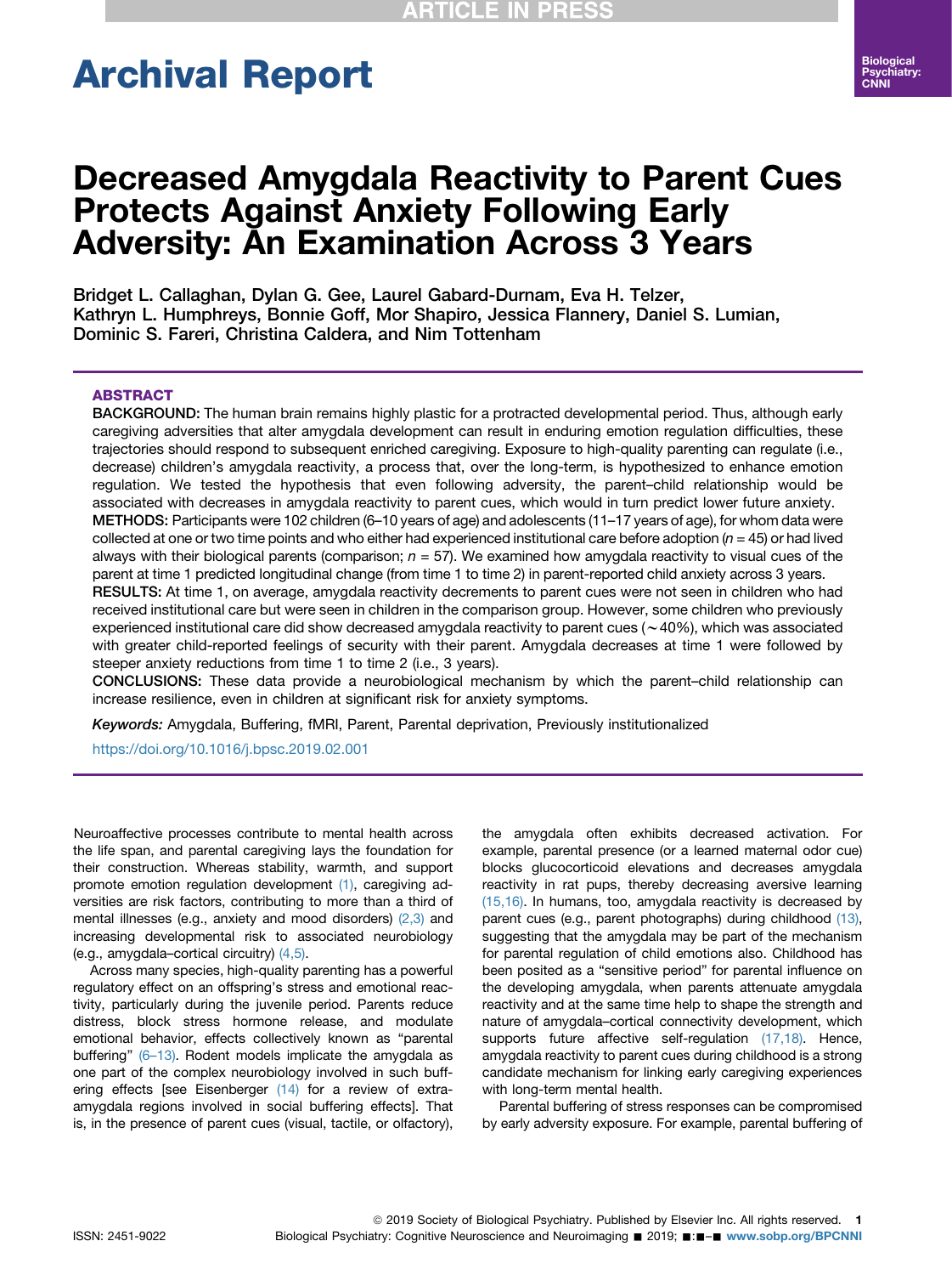# Archival Report

# Decreased Amygdala Reactivity to Parent Cues Protects Against Anxiety Following Early Adversity: An Examination Across 3 Years

Bridget L. Callaghan, Dylan G. Gee, Laurel Gabard-Durnam, Eva H. Telzer, Kathryn L. Humphreys, Bonnie Goff, Mor Shapiro, Jessica Flannery, Daniel S. Lumian, Dominic S. Fareri, Christina Caldera, and Nim Tottenham

## ABSTRACT

**BACKGROUND:** The human brain remains highly plastic for a protracted developmental period. Thus, although early caregiving adversities that alter amygdala development can result in enduring emotion regulation difficulties, these trajectories should respond to subsequent enriched caregiving. Exposure to high-quality parenting can regulate (i.e., decrease) children's amygdala reactivity, a process that, over the long-term, is hypothesized to enhance emotion regulation. We tested the hypothesis that even following adversity, the parent–child relationship would be associated with decreases in amygdala reactivity to parent cues, which would in turn predict lower future anxiety.

**METHODS:** Participants were 102 children (6–10 years of age) and adolescents (11–17 years of age), for whom data were collected at one or two time points and who either had experienced institutional care before adoption ($n = 45$) or had lived always with their biological parents (comparison; $n = 57$). We examined how amygdala reactivity to visual cues of the parent at time 1 predicted longitudinal change (from time 1 to time 2) in parent-reported child anxiety across 3 years.

**RESULTS:** At time 1, on average, amygdala reactivity decrements to parent cues were not seen in children who had received institutional care but were seen in children in the comparison group. However, some children who previously experienced institutional care did show decreased amygdala reactivity to parent cues (~40%), which was associated with greater child-reported feelings of security with their parent. Amygdala decreases at time 1 were followed by steeper anxiety reductions from time 1 to time 2 (i.e., 3 years).

**CONCLUSIONS:** These data provide a neurobiological mechanism by which the parent–child relationship can increase resilience, even in children at significant risk for anxiety symptoms.

*Keywords:* Amygdala, Buffering, fMRI, Parent, Parental deprivation, Previously institutionalized

https://doi.org/10.1016/j.bpsc.2019.02.001

Neuroaffective processes contribute to mental health across the life span, and parental caregiving lays the foundation for their construction. Whereas stability, warmth, and support promote emotion regulation development (1), caregiving adversities are risk factors, contributing to more than a third of mental illnesses (e.g., anxiety and mood disorders) (2,3) and increasing developmental risk to associated neurobiology (e.g., amygdala–cortical circuitry) (4,5).

Across many species, high-quality parenting has a powerful regulatory effect on an offspring's stress and emotional reactivity, particularly during the juvenile period. Parents reduce distress, block stress hormone release, and modulate emotional behavior, effects collectively known as "parental buffering" (6–13). Rodent models implicate the amygdala as one part of the complex neurobiology involved in such buffering effects [see Eisenberger (14) for a review of extra-amygdala regions involved in social buffering effects]. That is, in the presence of parent cues (visual, tactile, or olfactory), the amygdala often exhibits decreased activation. For example, parental presence (or a learned maternal odor cue) blocks glucocorticoid elevations and decreases amygdala reactivity in rat pups, thereby decreasing aversive learning (15,16). In humans, too, amygdala reactivity is decreased by parent cues (e.g., parent photographs) during childhood (13), suggesting that the amygdala may be part of the mechanism for parental regulation of child emotions also. Childhood has been posited as a "sensitive period" for parental influence on the developing amygdala, when parents attenuate amygdala reactivity and at the same time help to shape the strength and nature of amygdala–cortical connectivity development, which supports future affective self-regulation (17,18). Hence, amygdala reactivity to parent cues during childhood is a strong candidate mechanism for linking early caregiving experiences with long-term mental health.

Parental buffering of stress responses can be compromised by early adversity exposure. For example, parental buffering of

© 2019 Society of Biological Psychiatry. Published by Elsevier Inc. All rights reserved.

ISSN: 2451-9022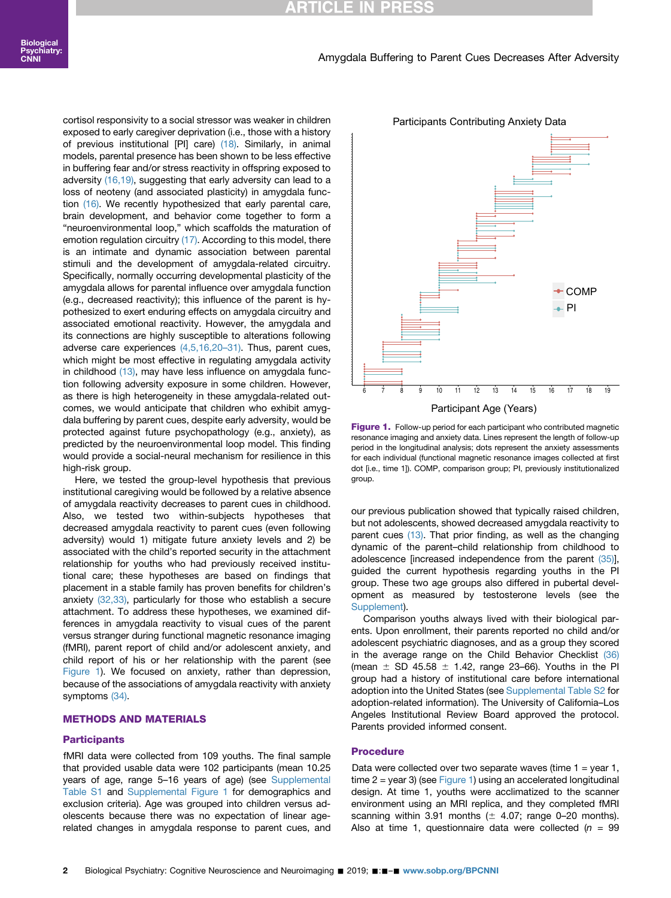cortisol responsivity to a social stressor was weaker in children exposed to early caregiver deprivation (i.e., those with a history of previous institutional [PI] care) (18). Similarly, in animal models, parental presence has been shown to be less effective in buffering fear and/or stress reactivity in offspring exposed to adversity (16,19), suggesting that early adversity can lead to a loss of neoteny (and associated plasticity) in amygdala function (16). We recently hypothesized that early parental care, brain development, and behavior come together to form a "neuroenvironmental loop," which scaffolds the maturation of emotion regulation circuitry (17). According to this model, there is an intimate and dynamic association between parental stimuli and the development of amygdala-related circuitry. Specifically, normally occurring developmental plasticity of the amygdala allows for parental influence over amygdala function (e.g., decreased reactivity); this influence of the parent is hypothesized to exert enduring effects on amygdala circuitry and associated emotional reactivity. However, the amygdala and its connections are highly susceptible to alterations following adverse care experiences (4,5,16,20–31). Thus, parent cues, which might be most effective in regulating amygdala activity in childhood (13), may have less influence on amygdala function following adversity exposure in some children. However, as there is high heterogeneity in these amygdala-related outcomes, we would anticipate that children who exhibit amygdala buffering by parent cues, despite early adversity, would be protected against future psychopathology (e.g., anxiety), as predicted by the neuroenvironmental loop model. This finding would provide a social-neural mechanism for resilience in this high-risk group.

Here, we tested the group-level hypothesis that previous institutional caregiving would be followed by a relative absence of amygdala reactivity decreases to parent cues in childhood. Also, we tested two within-subjects hypotheses that decreased amygdala reactivity to parent cues (even following adversity) would 1) mitigate future anxiety levels and 2) be associated with the child's reported security in the attachment relationship for youths who had previously received institutional care; these hypotheses are based on findings that placement in a stable family has proven benefits for children's anxiety (32,33), particularly for those who establish a secure attachment. To address these hypotheses, we examined differences in amygdala reactivity to visual cues of the parent versus stranger during functional magnetic resonance imaging (fMRI), parent report of child and/or adolescent anxiety, and child report of his or her relationship with the parent (see Figure 1). We focused on anxiety, rather than depression, because of the associations of amygdala reactivity with anxiety symptoms (34).

## METHODS AND MATERIALS

### Participants

fMRI data were collected from 109 youths. The final sample that provided usable data were 102 participants (mean 10.25 years of age, range 5–16 years of age) (see Supplemental Table S1 and Supplemental Figure 1 for demographics and exclusion criteria). Age was grouped into children versus adolescents because there was no expectation of linear age-related changes in amygdala response to parent cues, and our previous publication showed that typically raised children, but not adolescents, showed decreased amygdala reactivity to parent cues (13). That prior finding, as well as the changing dynamic of the parent–child relationship from childhood to adolescence [increased independence from the parent (35)], guided the current hypothesis regarding youths in the PI group. These two age groups also differed in pubertal development as measured by testosterone levels (see the Supplement).

Comparison youths always lived with their biological parents. Upon enrollment, their parents reported no child and/or adolescent psychiatric diagnoses, and as a group they scored in the average range on the Child Behavior Checklist (36) (mean ± SD 45.58 ± 1.42, range 23–66). Youths in the PI group had a history of institutional care before international adoption into the United States (see Supplemental Table S2 for adoption-related information). The University of California–Los Angeles Institutional Review Board approved the protocol. Parents provided informed consent.

### Procedure

Data were collected over two separate waves (time 1 = year 1, time 2 = year 3) (see Figure 1) using an accelerated longitudinal design. At time 1, youths were acclimatized to the scanner environment using an MRI replica, and they completed fMRI scanning within 3.91 months (± 4.07; range 0–20 months). Also at time 1, questionnaire data were collected ($n$ = 99

**Figure 1.** Follow-up period for each participant who contributed magnetic resonance imaging and anxiety data. Lines represent the length of follow-up period in the longitudinal analysis; dots represent the anxiety assessments for each individual (functional magnetic resonance images collected at first dot [i.e., time 1]). COMP, comparison group; PI, previously institutionalized group.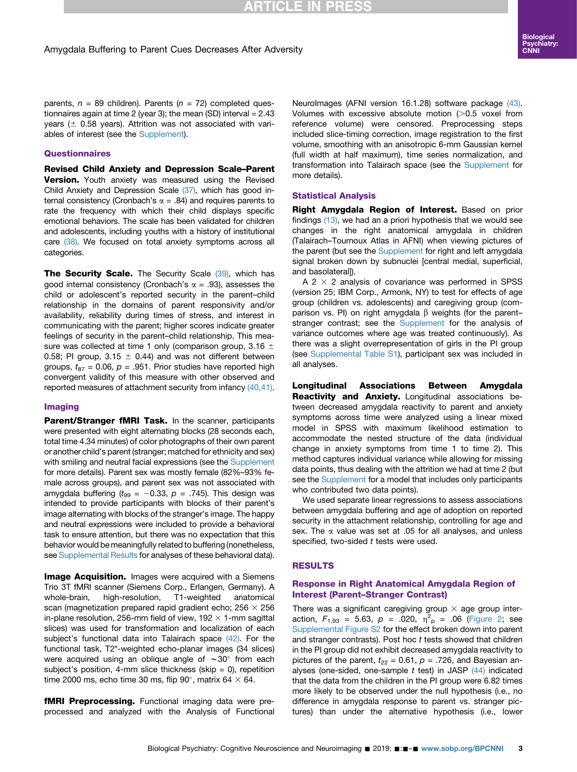parents, $n$ = 89 children). Parents ($n$ = 72) completed questionnaires again at time 2 (year 3); the mean (SD) interval = 2.43 years (± 0.58 years). Attrition was not associated with variables of interest (see the Supplement).

## Questionnaires

**Revised Child Anxiety and Depression Scale–Parent Version.** Youth anxiety was measured using the Revised Child Anxiety and Depression Scale (37), which has good internal consistency (Cronbach's $\alpha$ = .84) and requires parents to rate the frequency with which their child displays specific emotional behaviors. The scale has been validated for children and adolescents, including youths with a history of institutional care (38). We focused on total anxiety symptoms across all categories.

**The Security Scale.** The Security Scale (39), which has good internal consistency (Cronbach's $\alpha$ = .93), assesses the child or adolescent's reported security in the parent–child relationship in the domains of parent responsivity and/or availability, reliability during times of stress, and interest in communicating with the parent; higher scores indicate greater feelings of security in the parent–child relationship. This measure was collected at time 1 only (comparison group, 3.16 ± 0.58; PI group, 3.15 ± 0.44) and was not different between groups, $t_{87}$ = 0.06, $p$ = .951. Prior studies have reported high convergent validity of this measure with other observed and reported measures of attachment security from infancy (40,41).

## Imaging

**Parent/Stranger fMRI Task.** In the scanner, participants were presented with eight alternating blocks (28 seconds each, total time 4.34 minutes) of color photographs of their own parent or another child's parent (stranger; matched for ethnicity and sex) with smiling and neutral facial expressions (see the Supplement for more details). Parent sex was mostly female (82%–93% female across groups), and parent sex was not associated with amygdala buffering ($t_{99}$ = −0.33, $p$ = .745). This design was intended to provide participants with blocks of their parent's image alternating with blocks of the stranger's image. The happy and neutral expressions were included to provide a behavioral task to ensure attention, but there was no expectation that this behavior would be meaningfully related to buffering (nonetheless, see Supplemental Results for analyses of these behavioral data).

**Image Acquisition.** Images were acquired with a Siemens Trio 3T fMRI scanner (Siemens Corp., Erlangen, Germany). A whole-brain, high-resolution, T1-weighted anatomical scan (magnetization prepared rapid gradient echo; 256 × 256 in-plane resolution, 256-mm field of view, 192 × 1-mm sagittal slices) was used for transformation and localization of each subject's functional data into Talairach space (42). For the functional task, T2*-weighted echo-planar images (34 slices) were acquired using an oblique angle of ~30° from each subject's position, 4-mm slice thickness (skip = 0), repetition time 2000 ms, echo time 30 ms, flip 90°, matrix 64 × 64.

**fMRI Preprocessing.** Functional imaging data were preprocessed and analyzed with the Analysis of Functional NeuroImages (AFNI version 16.1.28) software package (43). Volumes with excessive absolute motion (>0.5 voxel from reference volume) were censored. Preprocessing steps included slice-timing correction, image registration to the first volume, smoothing with an anisotropic 6-mm Gaussian kernel (full width at half maximum), time series normalization, and transformation into Talairach space (see the Supplement for more details).

## Statistical Analysis

**Right Amygdala Region of Interest.** Based on prior findings (13), we had an a priori hypothesis that we would see changes in the right anatomical amygdala in children (Talairach–Tournoux Atlas in AFNI) when viewing pictures of the parent (but see the Supplement for right and left amygdala signal broken down by subnuclei [central medial, superficial, and basolateral]).

A 2 × 2 analysis of covariance was performed in SPSS (version 25; IBM Corp., Armonk, NY) to test for effects of age group (children vs. adolescents) and caregiving group (comparison vs. PI) on right amygdala $\beta$ weights (for the parent–stranger contrast; see the Supplement for the analysis of variance outcomes where age was treated continuously). As there was a slight overrepresentation of girls in the PI group (see Supplemental Table S1), participant sex was included in all analyses.

**Longitudinal Associations Between Amygdala Reactivity and Anxiety.** Longitudinal associations between decreased amygdala reactivity to parent and anxiety symptoms across time were analyzed using a linear mixed model in SPSS with maximum likelihood estimation to accommodate the nested structure of the data (individual change in anxiety symptoms from time 1 to time 2). This method captures individual variance while allowing for missing data points, thus dealing with the attrition we had at time 2 (but see the Supplement for a model that includes only participants who contributed two data points).

We used separate linear regressions to assess associations between amygdala buffering and age of adoption on reported security in the attachment relationship, controlling for age and sex. The $\alpha$ value was set at .05 for all analyses, and unless specified, two-sided $t$ tests were used.

# RESULTS

## Response in Right Anatomical Amygdala Region of Interest (Parent–Stranger Contrast)

There was a significant caregiving group × age group interaction, $F_{1,93}$ = 5.63, $p$ = .020, $\eta^2_p$ = .06 (Figure 2; see Supplemental Figure S2 for the effect broken down into parent and stranger contrasts). Post hoc $t$ tests showed that children in the PI group did not exhibit decreased amygdala reactivity to pictures of the parent, $t_{22}$ = 0.61, $p$ = .726, and Bayesian analyses (one-sided, one-sample $t$ test) in JASP (44) indicated that the data from the children in the PI group were 6.82 times more likely to be observed under the null hypothesis (i.e., no difference in amygdala response to parent vs. stranger pictures) than under the alternative hypothesis (i.e., lower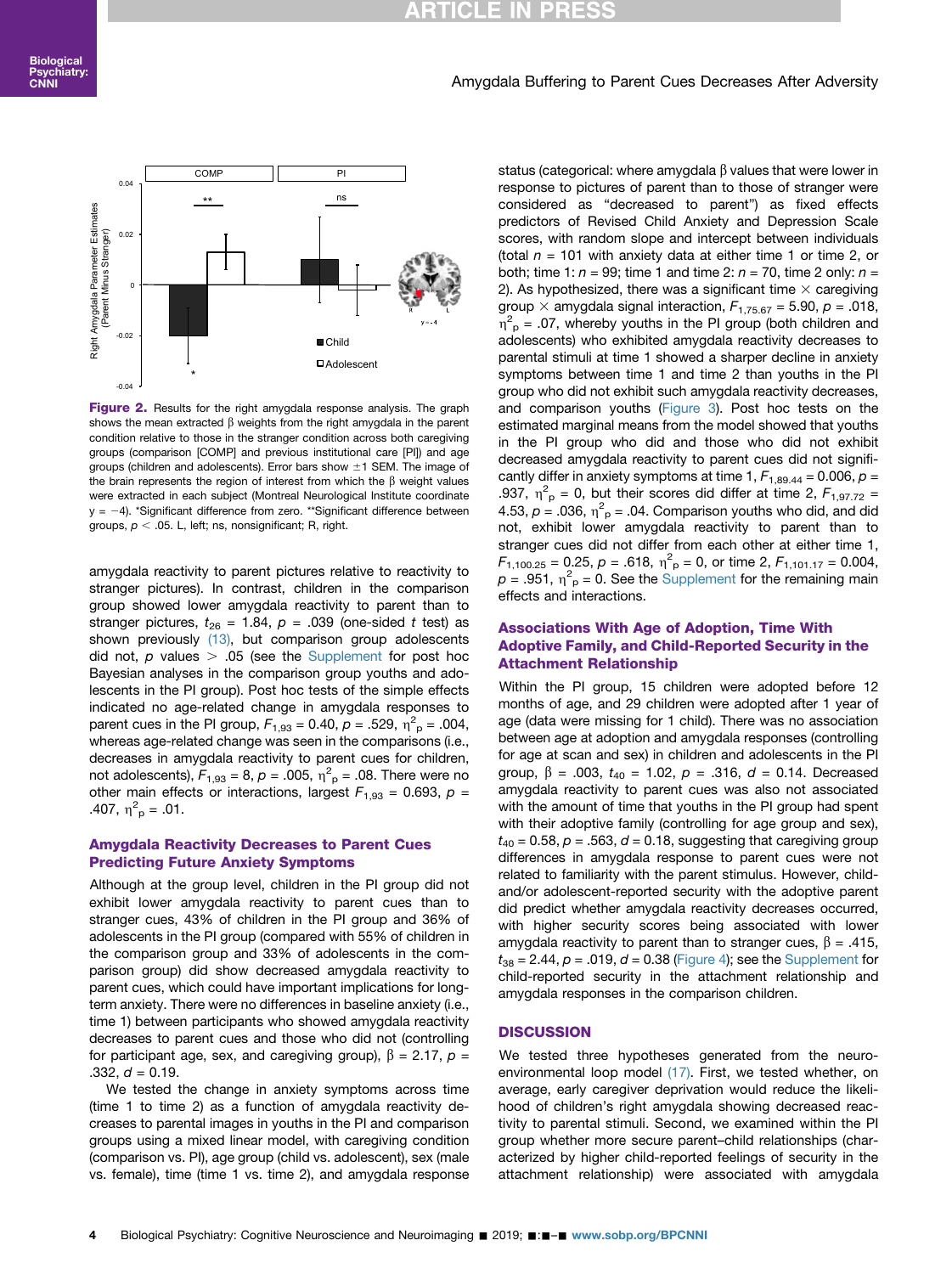**Figure 2.** Results for the right amygdala response analysis. The graph shows the mean extracted β weights from the right amygdala in the parent condition relative to those in the stranger condition across both caregiving groups (comparison [COMP] and previous institutional care [PI]) and age groups (children and adolescents). Error bars show ±1 SEM. The image of the brain represents the region of interest from which the β weight values were extracted in each subject (Montreal Neurological Institute coordinate $y = -4$). *Significant difference from zero. **Significant difference between groups, $p < .05$. L, left; ns, nonsignificant; R, right.

amygdala reactivity to parent pictures relative to reactivity to stranger pictures). In contrast, children in the comparison group showed lower amygdala reactivity to parent than to stranger pictures, $t_{26} = 1.84$, $p = .039$ (one-sided $t$ test) as shown previously (13), but comparison group adolescents did not, $p$ values $> .05$ (see the Supplement for post hoc Bayesian analyses in the comparison group youths and adolescents in the PI group). Post hoc tests of the simple effects indicated no age-related change in amygdala responses to parent cues in the PI group, $F_{1,93} = 0.40$, $p = .529$, $\eta^2_p = .004$, whereas age-related change was seen in the comparisons (i.e., decreases in amygdala reactivity to parent cues for children, not adolescents), $F_{1,93} = 8$, $p = .005$, $\eta^2_p = .08$. There were no other main effects or interactions, largest $F_{1,93} = 0.693$, $p = .407$, $\eta^2_p = .01$.

## Amygdala Reactivity Decreases to Parent Cues Predicting Future Anxiety Symptoms

Although at the group level, children in the PI group did not exhibit lower amygdala reactivity to parent cues than to stranger cues, 43% of children in the PI group and 36% of adolescents in the PI group (compared with 55% of children in the comparison group and 33% of adolescents in the comparison group) did show decreased amygdala reactivity to parent cues, which could have important implications for long-term anxiety. There were no differences in baseline anxiety (i.e., time 1) between participants who showed amygdala reactivity decreases to parent cues and those who did not (controlling for participant age, sex, and caregiving group), $\beta = 2.17$, $p = .332$, $d = 0.19$.

We tested the change in anxiety symptoms across time (time 1 to time 2) as a function of amygdala reactivity decreases to parental images in youths in the PI and comparison groups using a mixed linear model, with caregiving condition (comparison vs. PI), age group (child vs. adolescent), sex (male vs. female), time (time 1 vs. time 2), and amygdala response status (categorical: where amygdala β values that were lower in response to pictures of parent than to those of stranger were considered as "decreased to parent") as fixed effects predictors of Revised Child Anxiety and Depression Scale scores, with random slope and intercept between individuals (total $n = 101$ with anxiety data at either time 1 or time 2, or both; time 1: $n = 99$; time 1 and time 2: $n = 70$, time 2 only: $n = 2$). As hypothesized, there was a significant time × caregiving group × amygdala signal interaction, $F_{1,75.67} = 5.90$, $p = .018$, $\eta^2_p = .07$, whereby youths in the PI group (both children and adolescents) who exhibited amygdala reactivity decreases to parental stimuli at time 1 showed a sharper decline in anxiety symptoms between time 1 and time 2 than youths in the PI group who did not exhibit such amygdala reactivity decreases, and comparison youths (Figure 3). Post hoc tests on the estimated marginal means from the model showed that youths in the PI group who did and those who did not exhibit decreased amygdala reactivity to parent cues did not significantly differ in anxiety symptoms at time 1, $F_{1,89.44} = 0.006$, $p = .937$, $\eta^2_p = 0$, but their scores did differ at time 2, $F_{1,97.72} = 4.53$, $p = .036$, $\eta^2_p = .04$. Comparison youths who did, and did not, exhibit lower amygdala reactivity to parent than to stranger cues did not differ from each other at either time 1, $F_{1,100.25} = 0.25$, $p = .618$, $\eta^2_p = 0$, or time 2, $F_{1,101.17} = 0.004$, $p = .951$, $\eta^2_p = 0$. See the Supplement for the remaining main effects and interactions.

## Associations With Age of Adoption, Time With Adoptive Family, and Child-Reported Security in the Attachment Relationship

Within the PI group, 15 children were adopted before 12 months of age, and 29 children were adopted after 1 year of age (data were missing for 1 child). There was no association between age at adoption and amygdala responses (controlling for age at scan and sex) in children and adolescents in the PI group, $\beta = .003$, $t_{40} = 1.02$, $p = .316$, $d = 0.14$. Decreased amygdala reactivity to parent cues was also not associated with the amount of time that youths in the PI group had spent with their adoptive family (controlling for age group and sex), $t_{40} = 0.58$, $p = .563$, $d = 0.18$, suggesting that caregiving group differences in amygdala response to parent cues were not related to familiarity with the parent stimulus. However, child- and/or adolescent-reported security with the adoptive parent did predict whether amygdala reactivity decreases occurred, with higher security scores being associated with lower amygdala reactivity to parent than to stranger cues, $\beta = .415$, $t_{38} = 2.44$, $p = .019$, $d = 0.38$ (Figure 4); see the Supplement for child-reported security in the attachment relationship and amygdala responses in the comparison children.

## DISCUSSION

We tested three hypotheses generated from the neuroenvironmental loop model (17). First, we tested whether, on average, early caregiver deprivation would reduce the likelihood of children's right amygdala showing decreased reactivity to parental stimuli. Second, we examined within the PI group whether more secure parent–child relationships (characterized by higher child-reported feelings of security in the attachment relationship) were associated with amygdala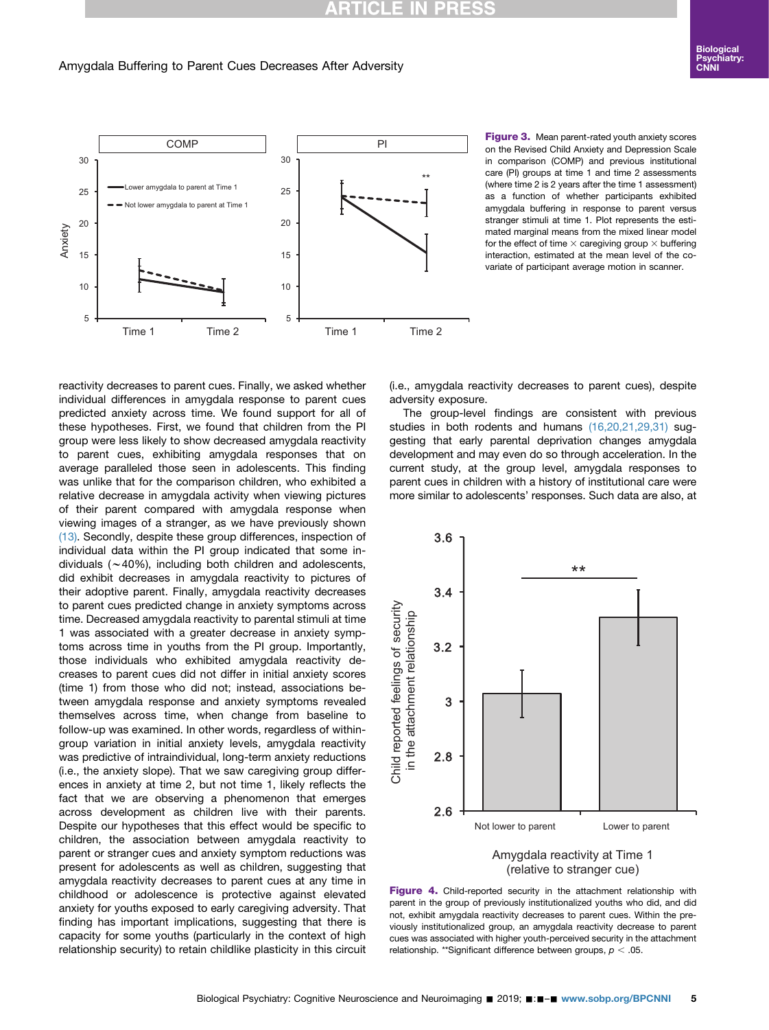**Figure 3.** Mean parent-rated youth anxiety scores on the Revised Child Anxiety and Depression Scale in comparison (COMP) and previous institutional care (PI) groups at time 1 and time 2 assessments (where time 2 is 2 years after the time 1 assessment) as a function of whether participants exhibited amygdala buffering in response to parent versus stranger stimuli at time 1. Plot represents the estimated marginal means from the mixed linear model for the effect of time × caregiving group × buffering interaction, estimated at the mean level of the covariate of participant average motion in scanner.

reactivity decreases to parent cues. Finally, we asked whether individual differences in amygdala response to parent cues predicted anxiety across time. We found support for all of these hypotheses. First, we found that children from the PI group were less likely to show decreased amygdala reactivity to parent cues, exhibiting amygdala responses that on average paralleled those seen in adolescents. This finding was unlike that for the comparison children, who exhibited a relative decrease in amygdala activity when viewing pictures of their parent compared with amygdala response when viewing images of a stranger, as we have previously shown (13). Secondly, despite these group differences, inspection of individual data within the PI group indicated that some individuals (~40%), including both children and adolescents, did exhibit decreases in amygdala reactivity to pictures of their adoptive parent. Finally, amygdala reactivity decreases to parent cues predicted change in anxiety symptoms across time. Decreased amygdala reactivity to parental stimuli at time 1 was associated with a greater decrease in anxiety symptoms across time in youths from the PI group. Importantly, those individuals who exhibited amygdala reactivity decreases to parent cues did not differ in initial anxiety scores (time 1) from those who did not; instead, associations between amygdala response and anxiety symptoms revealed themselves across time, when change from baseline to follow-up was examined. In other words, regardless of within-group variation in initial anxiety levels, amygdala reactivity was predictive of intraindividual, long-term anxiety reductions (i.e., the anxiety slope). That we saw caregiving group differences in anxiety at time 2, but not time 1, likely reflects the fact that we are observing a phenomenon that emerges across development as children live with their parents. Despite our hypotheses that this effect would be specific to children, the association between amygdala reactivity to parent or stranger cues and anxiety symptom reductions was present for adolescents as well as children, suggesting that amygdala reactivity decreases to parent cues at any time in childhood or adolescence is protective against elevated anxiety for youths exposed to early caregiving adversity. That finding has important implications, suggesting that there is capacity for some youths (particularly in the context of high relationship security) to retain childlike plasticity in this circuit (i.e., amygdala reactivity decreases to parent cues), despite adversity exposure.

The group-level findings are consistent with previous studies in both rodents and humans (16,20,21,29,31) suggesting that early parental deprivation changes amygdala development and may even do so through acceleration. In the current study, at the group level, amygdala responses to parent cues in children with a history of institutional care were more similar to adolescents' responses. Such data are also, at

**Figure 4.** Child-reported security in the attachment relationship with parent in the group of previously institutionalized youths who did, and did not, exhibit amygdala reactivity decreases to parent cues. Within the previously institutionalized group, an amygdala reactivity decrease to parent cues was associated with higher youth-perceived security in the attachment relationship. **Significant difference between groups, $p < .05$.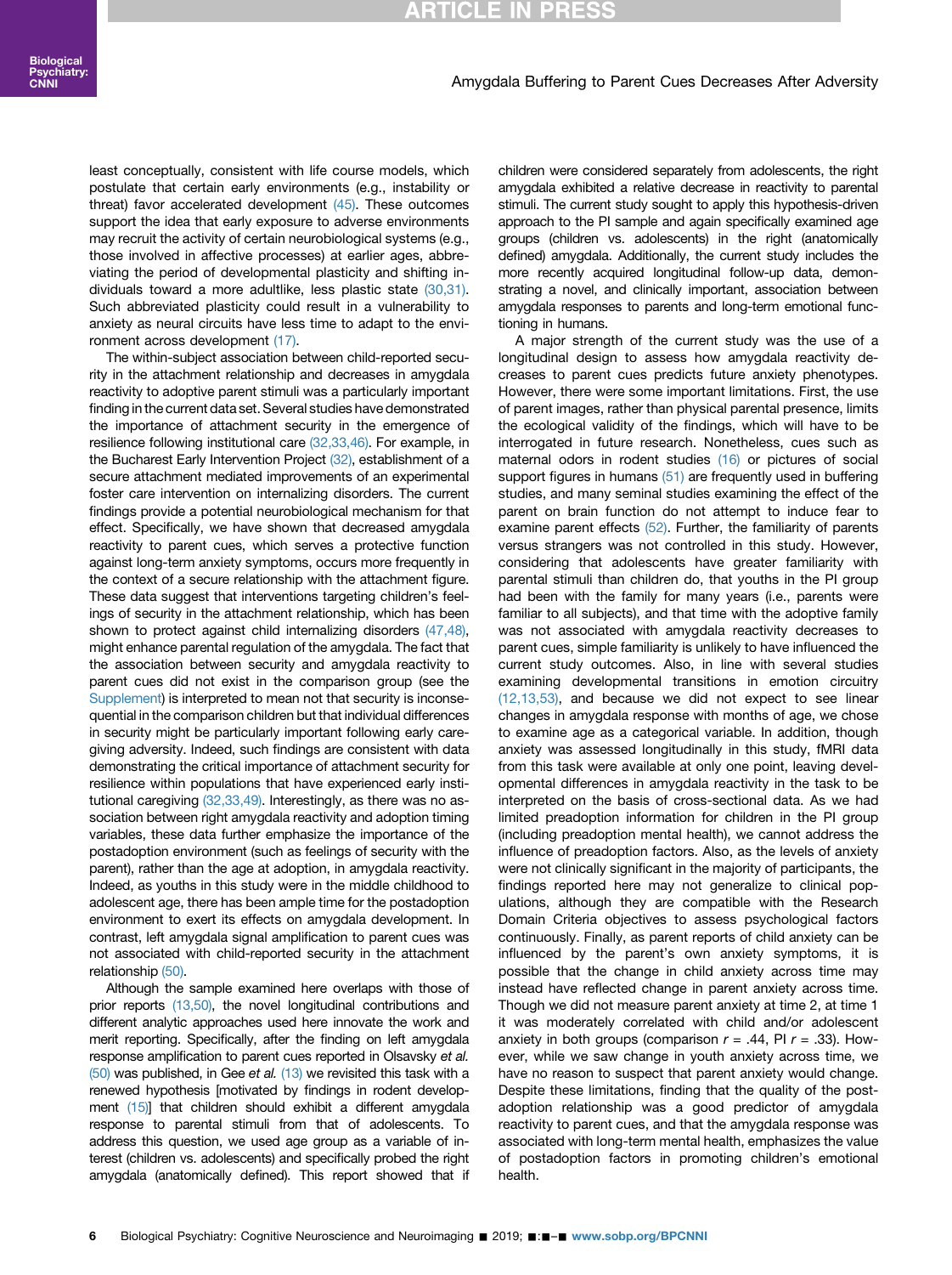least conceptually, consistent with life course models, which postulate that certain early environments (e.g., instability or threat) favor accelerated development (45). These outcomes support the idea that early exposure to adverse environments may recruit the activity of certain neurobiological systems (e.g., those involved in affective processes) at earlier ages, abbreviating the period of developmental plasticity and shifting individuals toward a more adultlike, less plastic state (30,31). Such abbreviated plasticity could result in a vulnerability to anxiety as neural circuits have less time to adapt to the environment across development (17).

The within-subject association between child-reported security in the attachment relationship and decreases in amygdala reactivity to adoptive parent stimuli was a particularly important finding in the current data set. Several studies have demonstrated the importance of attachment security in the emergence of resilience following institutional care (32,33,46). For example, in the Bucharest Early Intervention Project (32), establishment of a secure attachment mediated improvements of an experimental foster care intervention on internalizing disorders. The current findings provide a potential neurobiological mechanism for that effect. Specifically, we have shown that decreased amygdala reactivity to parent cues, which serves a protective function against long-term anxiety symptoms, occurs more frequently in the context of a secure relationship with the attachment figure. These data suggest that interventions targeting children's feelings of security in the attachment relationship, which has been shown to protect against child internalizing disorders (47,48), might enhance parental regulation of the amygdala. The fact that the association between security and amygdala reactivity to parent cues did not exist in the comparison group (see the Supplement) is interpreted to mean not that security is inconsequential in the comparison children but that individual differences in security might be particularly important following early caregiving adversity. Indeed, such findings are consistent with data demonstrating the critical importance of attachment security for resilience within populations that have experienced early institutional caregiving (32,33,49). Interestingly, as there was no association between right amygdala reactivity and adoption timing variables, these data further emphasize the importance of the postadoption environment (such as feelings of security with the parent), rather than the age at adoption, in amygdala reactivity. Indeed, as youths in this study were in the middle childhood to adolescent age, there has been ample time for the postadoption environment to exert its effects on amygdala development. In contrast, left amygdala signal amplification to parent cues was not associated with child-reported security in the attachment relationship (50).

Although the sample examined here overlaps with those of prior reports (13,50), the novel longitudinal contributions and different analytic approaches used here innovate the work and merit reporting. Specifically, after the finding on left amygdala response amplification to parent cues reported in Olsavsky *et al.* (50) was published, in Gee *et al.* (13) we revisited this task with a renewed hypothesis [motivated by findings in rodent development (15)] that children should exhibit a different amygdala response to parental stimuli from that of adolescents. To address this question, we used age group as a variable of interest (children vs. adolescents) and specifically probed the right amygdala (anatomically defined). This report showed that if children were considered separately from adolescents, the right amygdala exhibited a relative decrease in reactivity to parental stimuli. The current study sought to apply this hypothesis-driven approach to the PI sample and again specifically examined age groups (children vs. adolescents) in the right (anatomically defined) amygdala. Additionally, the current study includes the more recently acquired longitudinal follow-up data, demonstrating a novel, and clinically important, association between amygdala responses to parents and long-term emotional functioning in humans.

A major strength of the current study was the use of a longitudinal design to assess how amygdala reactivity decreases to parent cues predicts future anxiety phenotypes. However, there were some important limitations. First, the use of parent images, rather than physical parental presence, limits the ecological validity of the findings, which will have to be interrogated in future research. Nonetheless, cues such as maternal odors in rodent studies (16) or pictures of social support figures in humans (51) are frequently used in buffering studies, and many seminal studies examining the effect of the parent on brain function do not attempt to induce fear to examine parent effects (52). Further, the familiarity of parents versus strangers was not controlled in this study. However, considering that adolescents have greater familiarity with parental stimuli than children do, that youths in the PI group had been with the family for many years (i.e., parents were familiar to all subjects), and that time with the adoptive family was not associated with amygdala reactivity decreases to parent cues, simple familiarity is unlikely to have influenced the current study outcomes. Also, in line with several studies examining developmental transitions in emotion circuitry (12,13,53), and because we did not expect to see linear changes in amygdala response with months of age, we chose to examine age as a categorical variable. In addition, though anxiety was assessed longitudinally in this study, fMRI data from this task were available at only one point, leaving developmental differences in amygdala reactivity in the task to be interpreted on the basis of cross-sectional data. As we had limited preadoption information for children in the PI group (including preadoption mental health), we cannot address the influence of preadoption factors. Also, as the levels of anxiety were not clinically significant in the majority of participants, the findings reported here may not generalize to clinical populations, although they are compatible with the Research Domain Criteria objectives to assess psychological factors continuously. Finally, as parent reports of child anxiety can be influenced by the parent's own anxiety symptoms, it is possible that the change in child anxiety across time may instead have reflected change in parent anxiety across time. Though we did not measure parent anxiety at time 2, at time 1 it was moderately correlated with child and/or adolescent anxiety in both groups (comparison $r = .44$, PI $r = .33$). However, while we saw change in youth anxiety across time, we have no reason to suspect that parent anxiety would change. Despite these limitations, finding that the quality of the postadoption relationship was a good predictor of amygdala reactivity to parent cues, and that the amygdala response was associated with long-term mental health, emphasizes the value of postadoption factors in promoting children's emotional health.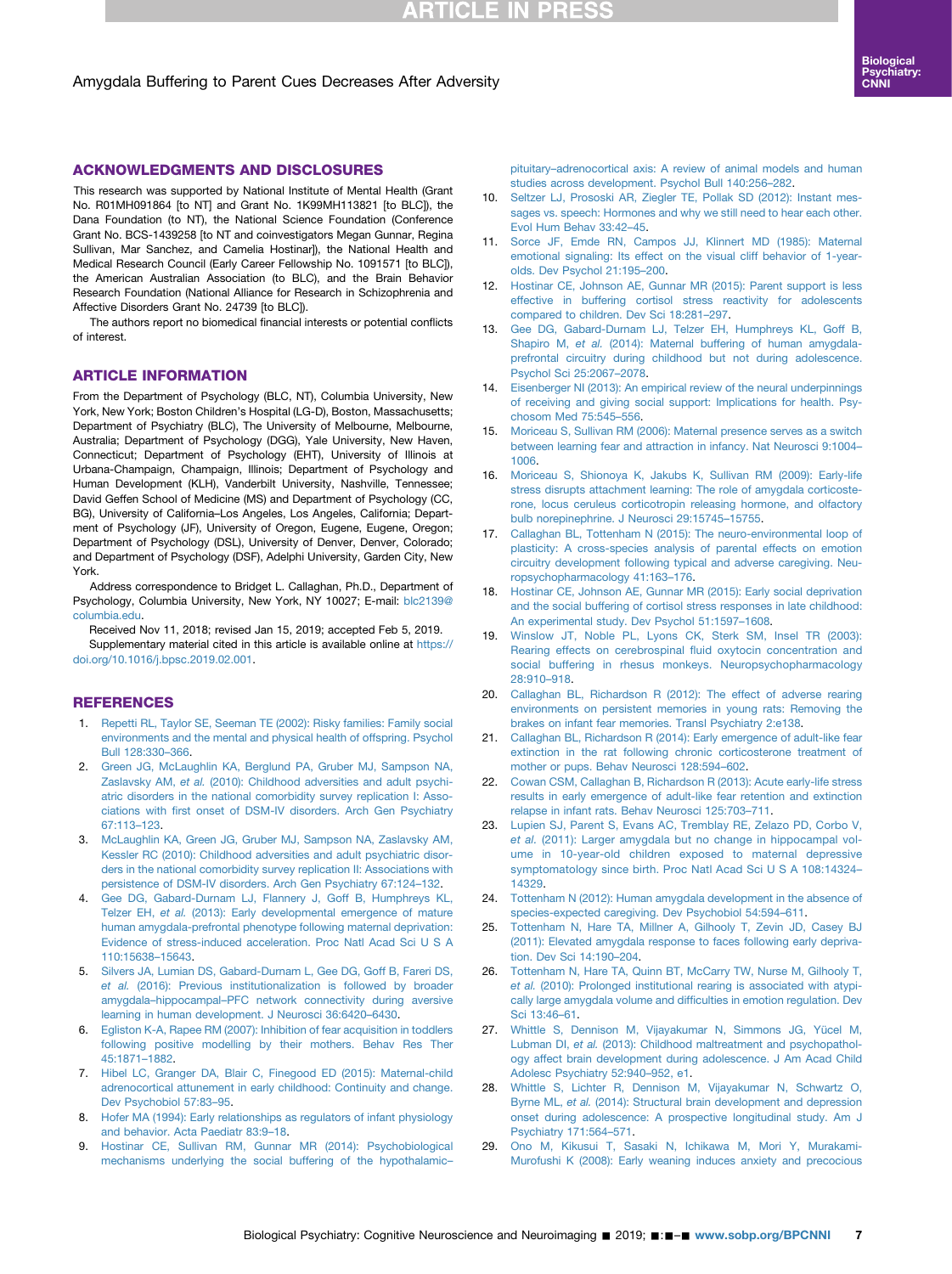## ACKNOWLEDGMENTS AND DISCLOSURES

This research was supported by National Institute of Mental Health (Grant No. R01MH091864 [to NT] and Grant No. 1K99MH113821 [to BLC]), the Dana Foundation (to NT), the National Science Foundation (Conference Grant No. BCS-1439258 [to NT and coinvestigators Megan Gunnar, Regina Sullivan, Mar Sanchez, and Camelia Hostinar]), the National Health and Medical Research Council (Early Career Fellowship No. 1091571 [to BLC]), the American Australian Association (to BLC), and the Brain Behavior Research Foundation (National Alliance for Research in Schizophrenia and Affective Disorders Grant No. 24739 [to BLC]).

The authors report no biomedical financial interests or potential conflicts of interest.

## ARTICLE INFORMATION

From the Department of Psychology (BLC, NT), Columbia University, New York, New York; Boston Children's Hospital (LG-D), Boston, Massachusetts; Department of Psychiatry (BLC), The University of Melbourne, Melbourne, Australia; Department of Psychology (DGG), Yale University, New Haven, Connecticut; Department of Psychology (EHT), University of Illinois at Urbana-Champaign, Champaign, Illinois; Department of Psychology and Human Development (KLH), Vanderbilt University, Nashville, Tennessee; David Geffen School of Medicine (MS) and Department of Psychology (CC, BG), University of California–Los Angeles, Los Angeles, California; Department of Psychology (JF), University of Oregon, Eugene, Eugene, Oregon; Department of Psychology (DSL), University of Denver, Denver, Colorado; and Department of Psychology (DSF), Adelphi University, Garden City, New York.

Address correspondence to Bridget L. Callaghan, Ph.D., Department of Psychology, Columbia University, New York, NY 10027; E-mail: blc2139@columbia.edu.

Received Nov 11, 2018; revised Jan 15, 2019; accepted Feb 5, 2019.

Supplementary material cited in this article is available online at https://doi.org/10.1016/j.bpsc.2019.02.001.

## REFERENCES

1. Repetti RL, Taylor SE, Seeman TE (2002): Risky families: Family social environments and the mental and physical health of offspring. Psychol Bull 128:330–366.
2. Green JG, McLaughlin KA, Berglund PA, Gruber MJ, Sampson NA, Zaslavsky AM, *et al.* (2010): Childhood adversities and adult psychiatric disorders in the national comorbidity survey replication I: Associations with first onset of DSM-IV disorders. Arch Gen Psychiatry 67:113–123.
3. McLaughlin KA, Green JG, Gruber MJ, Sampson NA, Zaslavsky AM, Kessler RC (2010): Childhood adversities and adult psychiatric disorders in the national comorbidity survey replication II: Associations with persistence of DSM-IV disorders. Arch Gen Psychiatry 67:124–132.
4. Gee DG, Gabard-Durnam LJ, Flannery J, Goff B, Humphreys KL, Telzer EH, *et al.* (2013): Early developmental emergence of mature human amygdala-prefrontal phenotype following maternal deprivation: Evidence of stress-induced acceleration. Proc Natl Acad Sci U S A 110:15638–15643.
5. Silvers JA, Lumian DS, Gabard-Durnam L, Gee DG, Goff B, Fareri DS, *et al.* (2016): Previous institutionalization is followed by broader amygdala–hippocampal–PFC network connectivity during aversive learning in human development. J Neurosci 36:6420–6430.
6. Egliston K-A, Rapee RM (2007): Inhibition of fear acquisition in toddlers following positive modelling by their mothers. Behav Res Ther 45:1871–1882.
7. Hibel LC, Granger DA, Blair C, Finegood ED (2015): Maternal-child adrenocortical attunement in early childhood: Continuity and change. Dev Psychobiol 57:83–95.
8. Hofer MA (1994): Early relationships as regulators of infant physiology and behavior. Acta Paediatr 83:9–18.
9. Hostinar CE, Sullivan RM, Gunnar MR (2014): Psychobiological mechanisms underlying the social buffering of the hypothalamic–pituitary–adrenocortical axis: A review of animal models and human studies across development. Psychol Bull 140:256–282.
10. Seltzer LJ, Prososki AR, Ziegler TE, Pollak SD (2012): Instant messages vs. speech: Hormones and why we still need to hear each other. Evol Hum Behav 33:42–45.
11. Sorce JF, Emde RN, Campos JJ, Klinnert MD (1985): Maternal emotional signaling: Its effect on the visual cliff behavior of 1-year-olds. Dev Psychol 21:195–200.
12. Hostinar CE, Johnson AE, Gunnar MR (2015): Parent support is less effective in buffering cortisol stress reactivity for adolescents compared to children. Dev Sci 18:281–297.
13. Gee DG, Gabard-Durnam LJ, Telzer EH, Humphreys KL, Goff B, Shapiro M, *et al.* (2014): Maternal buffering of human amygdala-prefrontal circuitry during childhood but not during adolescence. Psychol Sci 25:2067–2078.
14. Eisenberger NI (2013): An empirical review of the neural underpinnings of receiving and giving social support: Implications for health. Psychosom Med 75:545–556.
15. Moriceau S, Sullivan RM (2006): Maternal presence serves as a switch between learning fear and attraction in infancy. Nat Neurosci 9:1004–1006.
16. Moriceau S, Shionoya K, Jakubs K, Sullivan RM (2009): Early-life stress disrupts attachment learning: The role of amygdala corticosterone, locus ceruleus corticotropin releasing hormone, and olfactory bulb norepinephrine. J Neurosci 29:15745–15755.
17. Callaghan BL, Tottenham N (2015): The neuro-environmental loop of plasticity: A cross-species analysis of parental effects on emotion circuitry development following typical and adverse caregiving. Neuropsychopharmacology 41:163–176.
18. Hostinar CE, Johnson AE, Gunnar MR (2015): Early social deprivation and the social buffering of cortisol stress responses in late childhood: An experimental study. Dev Psychol 51:1597–1608.
19. Winslow JT, Noble PL, Lyons CK, Sterk SM, Insel TR (2003): Rearing effects on cerebrospinal fluid oxytocin concentration and social buffering in rhesus monkeys. Neuropsychopharmacology 28:910–918.
20. Callaghan BL, Richardson R (2012): The effect of adverse rearing environments on persistent memories in young rats: Removing the brakes on infant fear memories. Transl Psychiatry 2:e138.
21. Callaghan BL, Richardson R (2014): Early emergence of adult-like fear extinction in the rat following chronic corticosterone treatment of mother or pups. Behav Neurosci 128:594–602.
22. Cowan CSM, Callaghan B, Richardson R (2013): Acute early-life stress results in early emergence of adult-like fear retention and extinction relapse in infant rats. Behav Neurosci 125:703–711.
23. Lupien SJ, Parent S, Evans AC, Tremblay RE, Zelazo PD, Corbo V, *et al.* (2011): Larger amygdala but no change in hippocampal volume in 10-year-old children exposed to maternal depressive symptomatology since birth. Proc Natl Acad Sci U S A 108:14324–14329.
24. Tottenham N (2012): Human amygdala development in the absence of species-expected caregiving. Dev Psychobiol 54:594–611.
25. Tottenham N, Hare TA, Millner A, Gilhooly T, Zevin JD, Casey BJ (2011): Elevated amygdala response to faces following early deprivation. Dev Sci 14:190–204.
26. Tottenham N, Hare TA, Quinn BT, McCarry TW, Nurse M, Gilhooly T, *et al.* (2010): Prolonged institutional rearing is associated with atypically large amygdala volume and difficulties in emotion regulation. Dev Sci 13:46–61.
27. Whittle S, Dennison M, Vijayakumar N, Simmons JG, Yücel M, Lubman DI, *et al.* (2013): Childhood maltreatment and psychopathology affect brain development during adolescence. J Am Acad Child Adolesc Psychiatry 52:940–952, e1.
28. Whittle S, Lichter R, Dennison M, Vijayakumar N, Schwartz O, Byrne ML, *et al.* (2014): Structural brain development and depression onset during adolescence: A prospective longitudinal study. Am J Psychiatry 171:564–571.
29. Ono M, Kikusui T, Sasaki N, Ichikawa M, Mori Y, Murakami-Murofushi K (2008): Early weaning induces anxiety and precocious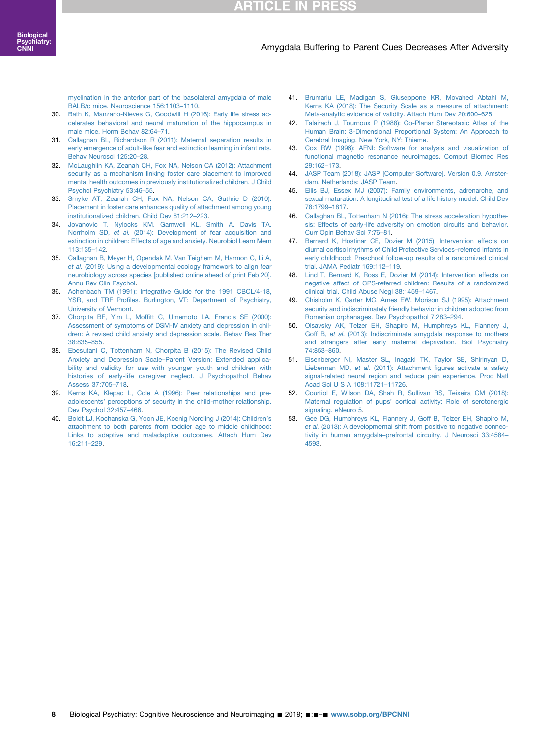myelination in the anterior part of the basolateral amygdala of male BALB/c mice. Neuroscience 156:1103–1110.

30. Bath K, Manzano-Nieves G, Goodwill H (2016): Early life stress accelerates behavioral and neural maturation of the hippocampus in male mice. Horm Behav 82:64–71.
31. Callaghan BL, Richardson R (2011): Maternal separation results in early emergence of adult-like fear and extinction learning in infant rats. Behav Neurosci 125:20–28.
32. McLaughlin KA, Zeanah CH, Fox NA, Nelson CA (2012): Attachment security as a mechanism linking foster care placement to improved mental health outcomes in previously institutionalized children. J Child Psychol Psychiatry 53:46–55.
33. Smyke AT, Zeanah CH, Fox NA, Nelson CA, Guthrie D (2010): Placement in foster care enhances quality of attachment among young institutionalized children. Child Dev 81:212–223.
34. Jovanovic T, Nylocks KM, Gamwell KL, Smith A, Davis TA, Norrholm SD, *et al.* (2014): Development of fear acquisition and extinction in children: Effects of age and anxiety. Neurobiol Learn Mem 113:135–142.
35. Callaghan B, Meyer H, Opendak M, Van Teighem M, Harmon C, Li A, *et al.* (2019): Using a developmental ecology framework to align fear neurobiology across species [published online ahead of print Feb 20]. Annu Rev Clin Psychol.
36. Achenbach TM (1991): Integrative Guide for the 1991 CBCL/4-18, YSR, and TRF Profiles. Burlington, VT: Department of Psychiatry, University of Vermont.
37. Chorpita BF, Yim L, Moffitt C, Umemoto LA, Francis SE (2000): Assessment of symptoms of DSM-IV anxiety and depression in children: A revised child anxiety and depression scale. Behav Res Ther 38:835–855.
38. Ebesutani C, Tottenham N, Chorpita B (2015): The Revised Child Anxiety and Depression Scale–Parent Version: Extended applicability and validity for use with younger youth and children with histories of early-life caregiver neglect. J Psychopathol Behav Assess 37:705–718.
39. Kerns KA, Klepac L, Cole A (1996): Peer relationships and preadolescents' perceptions of security in the child-mother relationship. Dev Psychol 32:457–466.
40. Boldt LJ, Kochanska G, Yoon JE, Koenig Nordling J (2014): Children's attachment to both parents from toddler age to middle childhood: Links to adaptive and maladaptive outcomes. Attach Hum Dev 16:211–229.
41. Brumariu LE, Madigan S, Giuseppone KR, Movahed Abtahi M, Kerns KA (2018): The Security Scale as a measure of attachment: Meta-analytic evidence of validity. Attach Hum Dev 20:600–625.
42. Talairach J, Tournoux P (1988): Co-Planar Stereotaxic Atlas of the Human Brain: 3-Dimensional Proportional System: An Approach to Cerebral Imaging. New York, NY: Thieme.
43. Cox RW (1996): AFNI: Software for analysis and visualization of functional magnetic resonance neuroimages. Comput Biomed Res 29:162–173.
44. JASP Team (2018): JASP [Computer Software]. Version 0.9. Amsterdam, Netherlands: JASP Team.
45. Ellis BJ, Essex MJ (2007): Family environments, adrenarche, and sexual maturation: A longitudinal test of a life history model. Child Dev 78:1799–1817.
46. Callaghan BL, Tottenham N (2016): The stress acceleration hypothesis: Effects of early-life adversity on emotion circuits and behavior. Curr Opin Behav Sci 7:76–81.
47. Bernard K, Hostinar CE, Dozier M (2015): Intervention effects on diurnal cortisol rhythms of Child Protective Services–referred infants in early childhood: Preschool follow-up results of a randomized clinical trial. JAMA Pediatr 169:112–119.
48. Lind T, Bernard K, Ross E, Dozier M (2014): Intervention effects on negative affect of CPS-referred children: Results of a randomized clinical trial. Child Abuse Negl 38:1459–1467.
49. Chisholm K, Carter MC, Ames EW, Morison SJ (1995): Attachment security and indiscriminately friendly behavior in children adopted from Romanian orphanages. Dev Psychopathol 7:283–294.
50. Olsavsky AK, Telzer EH, Shapiro M, Humphreys KL, Flannery J, Goff B, *et al.* (2013): Indiscriminate amygdala response to mothers and strangers after early maternal deprivation. Biol Psychiatry 74:853–860.
51. Eisenberger NI, Master SL, Inagaki TK, Taylor SE, Shirinyan D, Lieberman MD, *et al.* (2011): Attachment figures activate a safety signal-related neural region and reduce pain experience. Proc Natl Acad Sci U S A 108:11721–11726.
52. Courtiol E, Wilson DA, Shah R, Sullivan RS, Teixeira CM (2018): Maternal regulation of pups' cortical activity: Role of serotonergic signaling. eNeuro 5.
53. Gee DG, Humphreys KL, Flannery J, Goff B, Telzer EH, Shapiro M, *et al.* (2013): A developmental shift from positive to negative connectivity in human amygdala–prefrontal circuitry. J Neurosci 33:4584–4593.